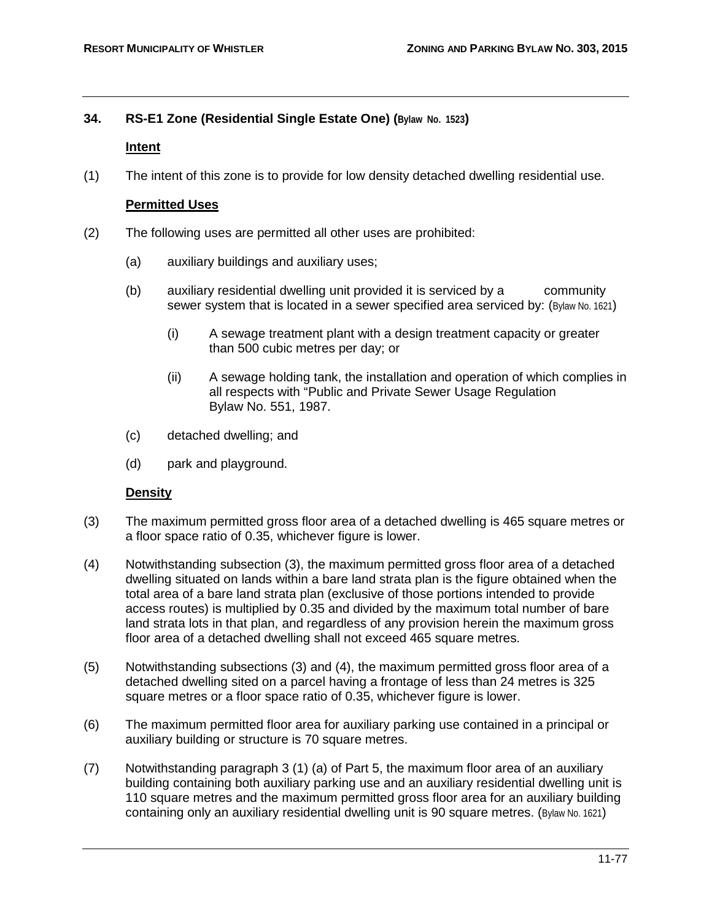## 34. RS-E1 Zone (Residential Single Estate One) (Bylaw No. 1523)

### Intent

(1) The intent of this zone is to provide for low density detached dwelling residential use.

### Permitted Uses

(2) The following uses are permitted all other uses are prohibited:

(a) auxiliary buildings and auxiliary uses;

(b) auxiliary residential dwelling unit provided it is serviced by a community sewer system that is located in a sewer specified area serviced by: (Bylaw No. 1621)

(i) A sewage treatment plant with a design treatment capacity or greater than 500 cubic metres per day; or

(ii) A sewage holding tank, the installation and operation of which complies in all respects with "Public and Private Sewer Usage Regulation Bylaw No. 551, 1987.

(c) detached dwelling; and

(d) park and playground.

### Density

(3) The maximum permitted gross floor area of a detached dwelling is 465 square metres or a floor space ratio of 0.35, whichever figure is lower.

(4) Notwithstanding subsection (3), the maximum permitted gross floor area of a detached dwelling situated on lands within a bare land strata plan is the figure obtained when the total area of a bare land strata plan (exclusive of those portions intended to provide access routes) is multiplied by 0.35 and divided by the maximum total number of bare land strata lots in that plan, and regardless of any provision herein the maximum gross floor area of a detached dwelling shall not exceed 465 square metres.

(5) Notwithstanding subsections (3) and (4), the maximum permitted gross floor area of a detached dwelling sited on a parcel having a frontage of less than 24 metres is 325 square metres or a floor space ratio of 0.35, whichever figure is lower.

(6) The maximum permitted floor area for auxiliary parking use contained in a principal or auxiliary building or structure is 70 square metres.

(7) Notwithstanding paragraph 3 (1) (a) of Part 5, the maximum floor area of an auxiliary building containing both auxiliary parking use and an auxiliary residential dwelling unit is 110 square metres and the maximum permitted gross floor area for an auxiliary building containing only an auxiliary residential dwelling unit is 90 square metres. (Bylaw No. 1621)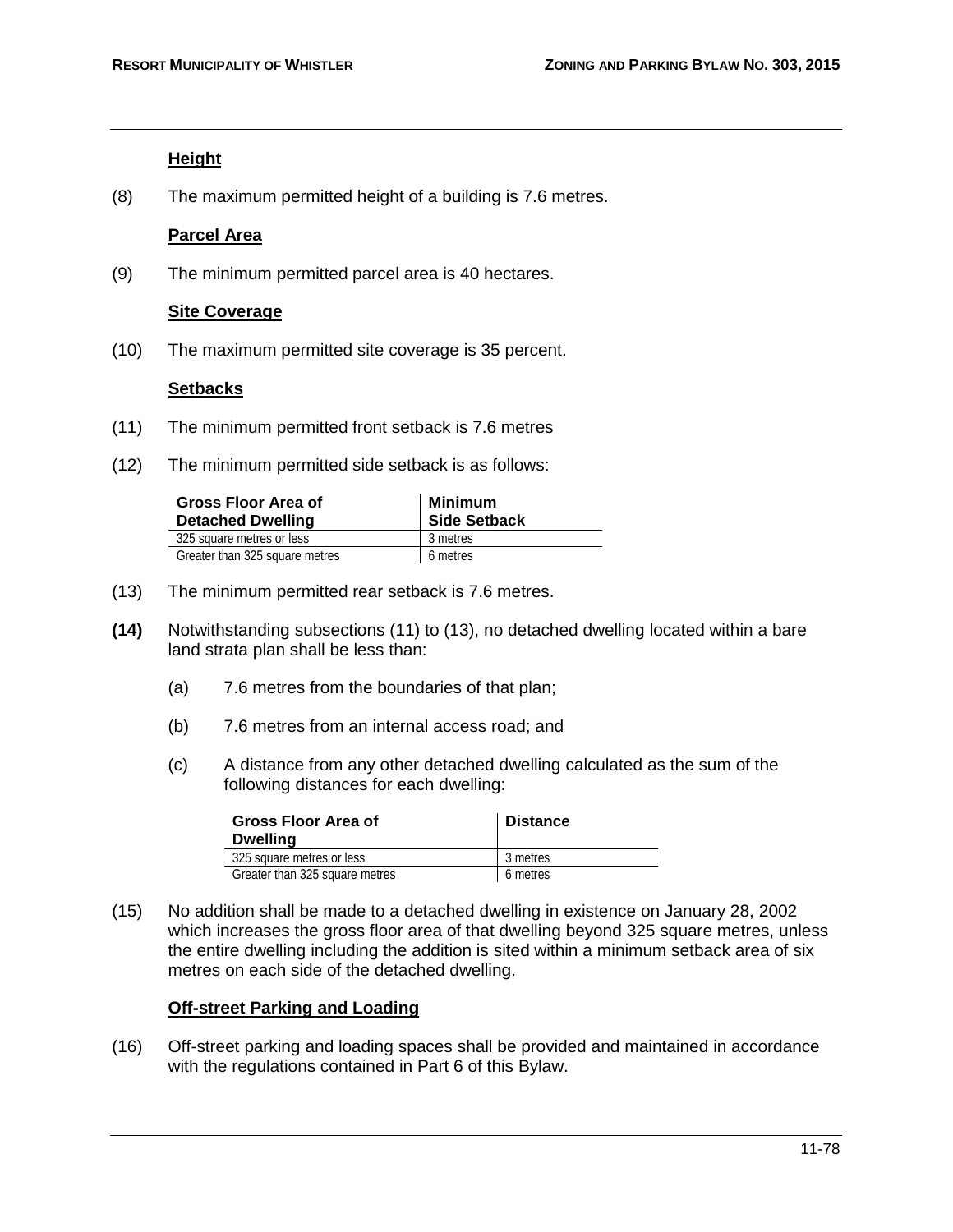**Height**

(8) The maximum permitted height of a building is 7.6 metres.

**Parcel Area**

(9) The minimum permitted parcel area is 40 hectares.

**Site Coverage**

(10) The maximum permitted site coverage is 35 percent.

**Setbacks**

(11) The minimum permitted front setback is 7.6 metres

(12) The minimum permitted side setback is as follows:

| Gross Floor Area of Detached Dwelling | Minimum Side Setback |
|---|---|
| 325 square metres or less | 3 metres |
| Greater than 325 square metres | 6 metres |

(13) The minimum permitted rear setback is 7.6 metres.

**(14)** Notwithstanding subsections (11) to (13), no detached dwelling located within a bare land strata plan shall be less than:

(a) 7.6 metres from the boundaries of that plan;

(b) 7.6 metres from an internal access road; and

(c) A distance from any other detached dwelling calculated as the sum of the following distances for each dwelling:

| Gross Floor Area of Dwelling | Distance |
|---|---|
| 325 square metres or less | 3 metres |
| Greater than 325 square metres | 6 metres |

(15) No addition shall be made to a detached dwelling in existence on January 28, 2002 which increases the gross floor area of that dwelling beyond 325 square metres, unless the entire dwelling including the addition is sited within a minimum setback area of six metres on each side of the detached dwelling.

**Off-street Parking and Loading**

(16) Off-street parking and loading spaces shall be provided and maintained in accordance with the regulations contained in Part 6 of this Bylaw.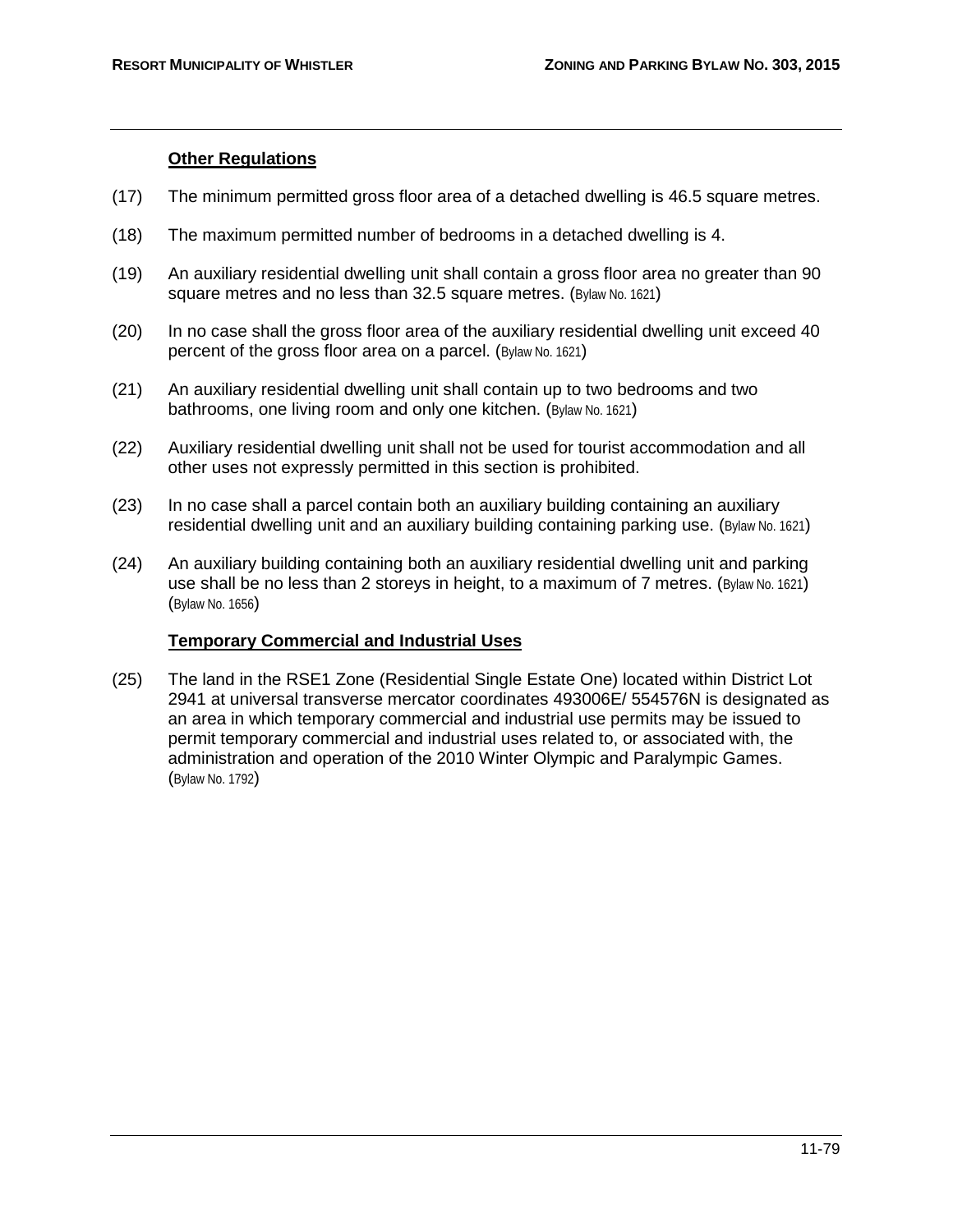### Other Regulations

(17) The minimum permitted gross floor area of a detached dwelling is 46.5 square metres.

(18) The maximum permitted number of bedrooms in a detached dwelling is 4.

(19) An auxiliary residential dwelling unit shall contain a gross floor area no greater than 90 square metres and no less than 32.5 square metres. (Bylaw No. 1621)

(20) In no case shall the gross floor area of the auxiliary residential dwelling unit exceed 40 percent of the gross floor area on a parcel. (Bylaw No. 1621)

(21) An auxiliary residential dwelling unit shall contain up to two bedrooms and two bathrooms, one living room and only one kitchen. (Bylaw No. 1621)

(22) Auxiliary residential dwelling unit shall not be used for tourist accommodation and all other uses not expressly permitted in this section is prohibited.

(23) In no case shall a parcel contain both an auxiliary building containing an auxiliary residential dwelling unit and an auxiliary building containing parking use. (Bylaw No. 1621)

(24) An auxiliary building containing both an auxiliary residential dwelling unit and parking use shall be no less than 2 storeys in height, to a maximum of 7 metres. (Bylaw No. 1621) (Bylaw No. 1656)

### Temporary Commercial and Industrial Uses

(25) The land in the RSE1 Zone (Residential Single Estate One) located within District Lot 2941 at universal transverse mercator coordinates 493006E/ 554576N is designated as an area in which temporary commercial and industrial use permits may be issued to permit temporary commercial and industrial uses related to, or associated with, the administration and operation of the 2010 Winter Olympic and Paralympic Games. (Bylaw No. 1792)